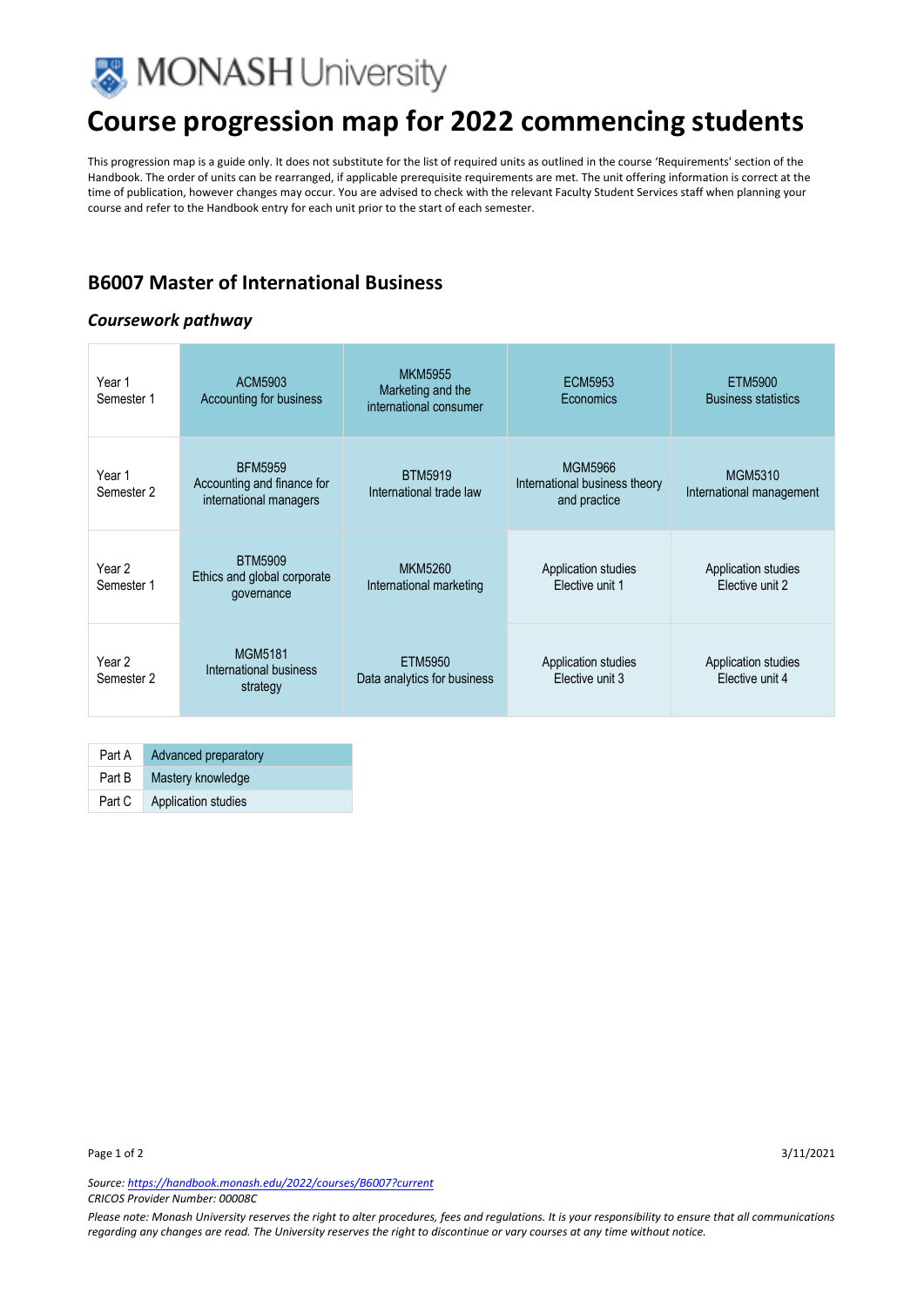MONASH University

# Course progression map for 2022 commencing students

This progression map is a guide only. It does not substitute for the list of required units as outlined in the course 'Requirements' section of the Handbook. The order of units can be rearranged, if applicable prerequisite requirements are met. The unit offering information is correct at the time of publication, however changes may occur. You are advised to check with the relevant Faculty Student Services staff when planning your course and refer to the Handbook entry for each unit prior to the start of each semester.

## B6007 Master of International Business

### *Coursework pathway*

| | | | | |
|---|---|---|---|---|
| Year 1 Semester 1 | ACM5903 Accounting for business | MKM5955 Marketing and the international consumer | ECM5953 Economics | ETM5900 Business statistics |
| Year 1 Semester 2 | BFM5959 Accounting and finance for international managers | BTM5919 International trade law | MGM5966 International business theory and practice | MGM5310 International management |
| Year 2 Semester 1 | BTM5909 Ethics and global corporate governance | MKM5260 International marketing | Application studies Elective unit 1 | Application studies Elective unit 2 |
| Year 2 Semester 2 | MGM5181 International business strategy | ETM5950 Data analytics for business | Application studies Elective unit 3 | Application studies Elective unit 4 |

| | |
|---|---|
| Part A | Advanced preparatory |
| Part B | Mastery knowledge |
| Part C | Application studies |

3/11/2021

*Source: https://handbook.monash.edu/2022/courses/B6007?current*

*CRICOS Provider Number: 00008C*

*Please note: Monash University reserves the right to alter procedures, fees and regulations. It is your responsibility to ensure that all communications regarding any changes are read. The University reserves the right to discontinue or vary courses at any time without notice.*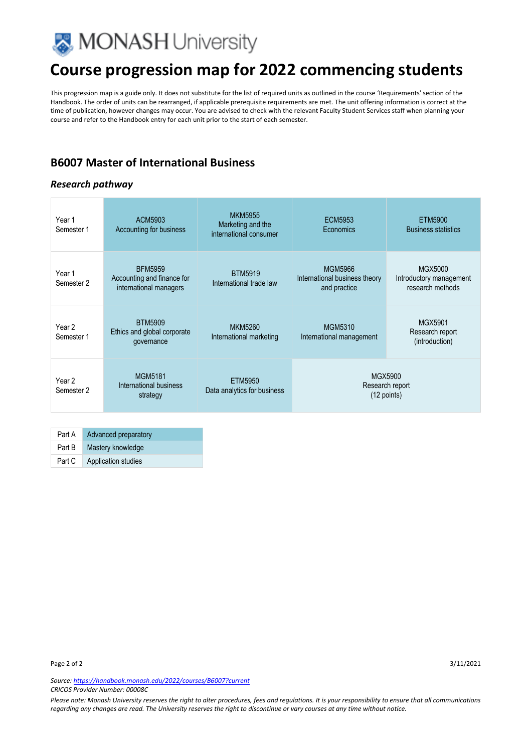# MONASH University

# Course progression map for 2022 commencing students

This progression map is a guide only. It does not substitute for the list of required units as outlined in the course 'Requirements' section of the Handbook. The order of units can be rearranged, if applicable prerequisite requirements are met. The unit offering information is correct at the time of publication, however changes may occur. You are advised to check with the relevant Faculty Student Services staff when planning your course and refer to the Handbook entry for each unit prior to the start of each semester.

## B6007 Master of International Business

### *Research pathway*

| | | | | |
|---|---|---|---|---|
| Year 1 Semester 1 | ACM5903 Accounting for business | MKM5955 Marketing and the international consumer | ECM5953 Economics | ETM5900 Business statistics |
| Year 1 Semester 2 | BFM5959 Accounting and finance for international managers | BTM5919 International trade law | MGM5966 International business theory and practice | MGX5000 Introductory management research methods |
| Year 2 Semester 1 | BTM5909 Ethics and global corporate governance | MKM5260 International marketing | MGM5310 International management | MGX5901 Research report (introduction) |
| Year 2 Semester 2 | MGM5181 International business strategy | ETM5950 Data analytics for business | MGX5900 Research report (12 points) | |

| | |
|---|---|
| Part A | Advanced preparatory |
| Part B | Mastery knowledge |
| Part C | Application studies |

3/11/2021

*Source: https://handbook.monash.edu/2022/courses/B6007?current*

*CRICOS Provider Number: 00008C*

*Please note: Monash University reserves the right to alter procedures, fees and regulations. It is your responsibility to ensure that all communications regarding any changes are read. The University reserves the right to discontinue or vary courses at any time without notice.*